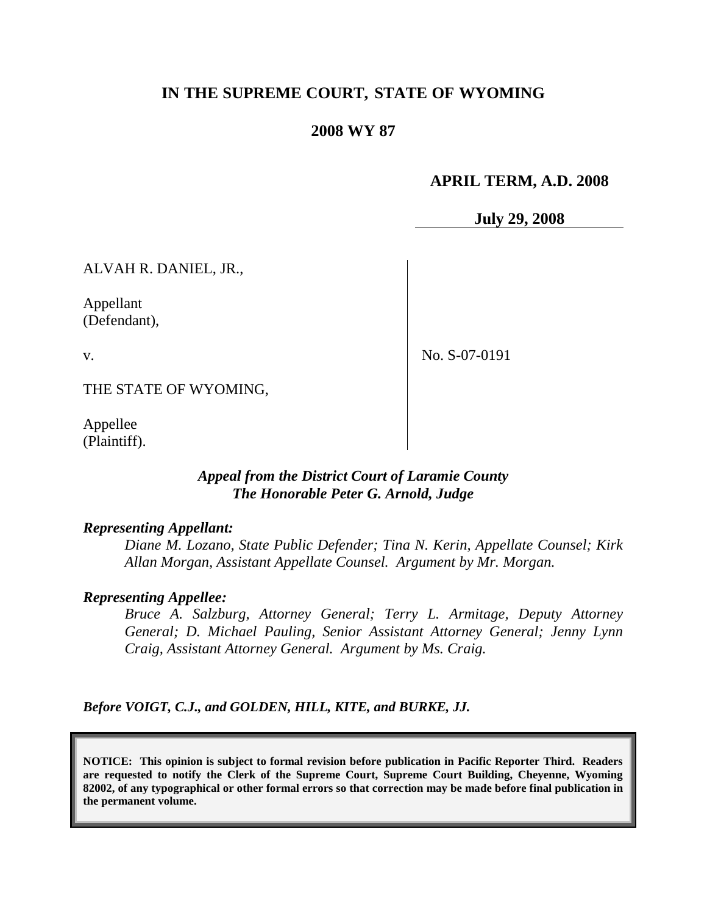**IN THE SUPREME COURT, STATE OF WYOMING**

**2008 WY 87**

**APRIL TERM, A.D. 2008**

**July 29, 2008**

ALVAH R. DANIEL, JR.,

Appellant
(Defendant),

v.

THE STATE OF WYOMING,

Appellee
(Plaintiff).

No. S-07-0191

***Appeal from the District Court of Laramie County***
***The Honorable Peter G. Arnold, Judge***

***Representing Appellant:***

*Diane M. Lozano, State Public Defender; Tina N. Kerin, Appellate Counsel; Kirk Allan Morgan, Assistant Appellate Counsel. Argument by Mr. Morgan.*

***Representing Appellee:***

*Bruce A. Salzburg, Attorney General; Terry L. Armitage, Deputy Attorney General; D. Michael Pauling, Senior Assistant Attorney General; Jenny Lynn Craig, Assistant Attorney General. Argument by Ms. Craig.*

***Before VOIGT, C.J., and GOLDEN, HILL, KITE, and BURKE, JJ.***

**NOTICE: This opinion is subject to formal revision before publication in Pacific Reporter Third. Readers are requested to notify the Clerk of the Supreme Court, Supreme Court Building, Cheyenne, Wyoming 82002, of any typographical or other formal errors so that correction may be made before final publication in the permanent volume.**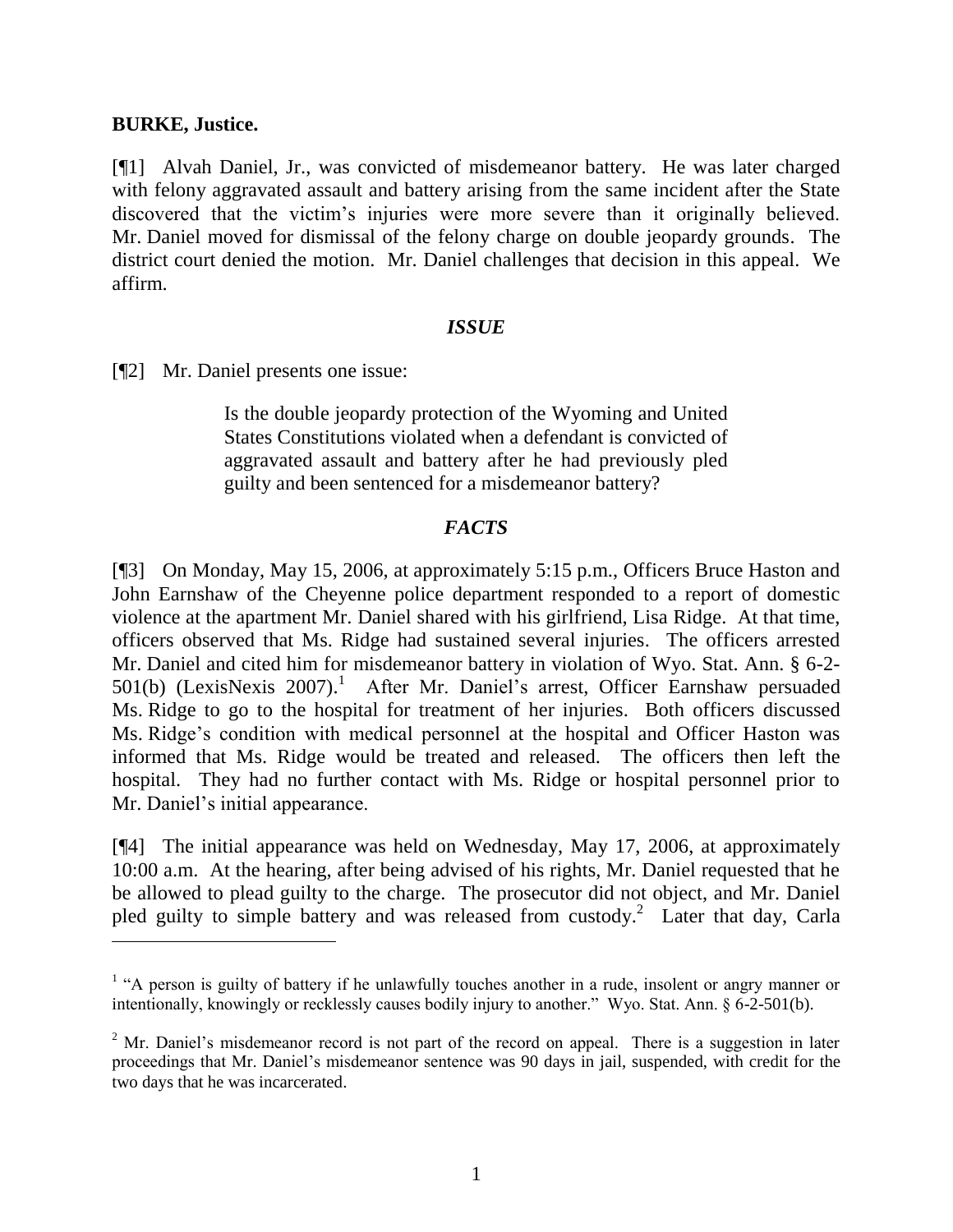**BURKE, Justice.**

[¶1] Alvah Daniel, Jr., was convicted of misdemeanor battery. He was later charged with felony aggravated assault and battery arising from the same incident after the State discovered that the victim's injuries were more severe than it originally believed. Mr. Daniel moved for dismissal of the felony charge on double jeopardy grounds. The district court denied the motion. Mr. Daniel challenges that decision in this appeal. We affirm.

### *ISSUE*

[¶2] Mr. Daniel presents one issue:

> Is the double jeopardy protection of the Wyoming and United States Constitutions violated when a defendant is convicted of aggravated assault and battery after he had previously pled guilty and been sentenced for a misdemeanor battery?

### *FACTS*

[¶3] On Monday, May 15, 2006, at approximately 5:15 p.m., Officers Bruce Haston and John Earnshaw of the Cheyenne police department responded to a report of domestic violence at the apartment Mr. Daniel shared with his girlfriend, Lisa Ridge. At that time, officers observed that Ms. Ridge had sustained several injuries. The officers arrested Mr. Daniel and cited him for misdemeanor battery in violation of Wyo. Stat. Ann. § 6-2-501(b) (LexisNexis 2007).[1] After Mr. Daniel's arrest, Officer Earnshaw persuaded Ms. Ridge to go to the hospital for treatment of her injuries. Both officers discussed Ms. Ridge's condition with medical personnel at the hospital and Officer Haston was informed that Ms. Ridge would be treated and released. The officers then left the hospital. They had no further contact with Ms. Ridge or hospital personnel prior to Mr. Daniel's initial appearance.

[¶4] The initial appearance was held on Wednesday, May 17, 2006, at approximately 10:00 a.m. At the hearing, after being advised of his rights, Mr. Daniel requested that he be allowed to plead guilty to the charge. The prosecutor did not object, and Mr. Daniel pled guilty to simple battery and was released from custody.[2] Later that day, Carla

---

[1] "A person is guilty of battery if he unlawfully touches another in a rude, insolent or angry manner or intentionally, knowingly or recklessly causes bodily injury to another." Wyo. Stat. Ann. § 6-2-501(b).

[2] Mr. Daniel's misdemeanor record is not part of the record on appeal. There is a suggestion in later proceedings that Mr. Daniel's misdemeanor sentence was 90 days in jail, suspended, with credit for the two days that he was incarcerated.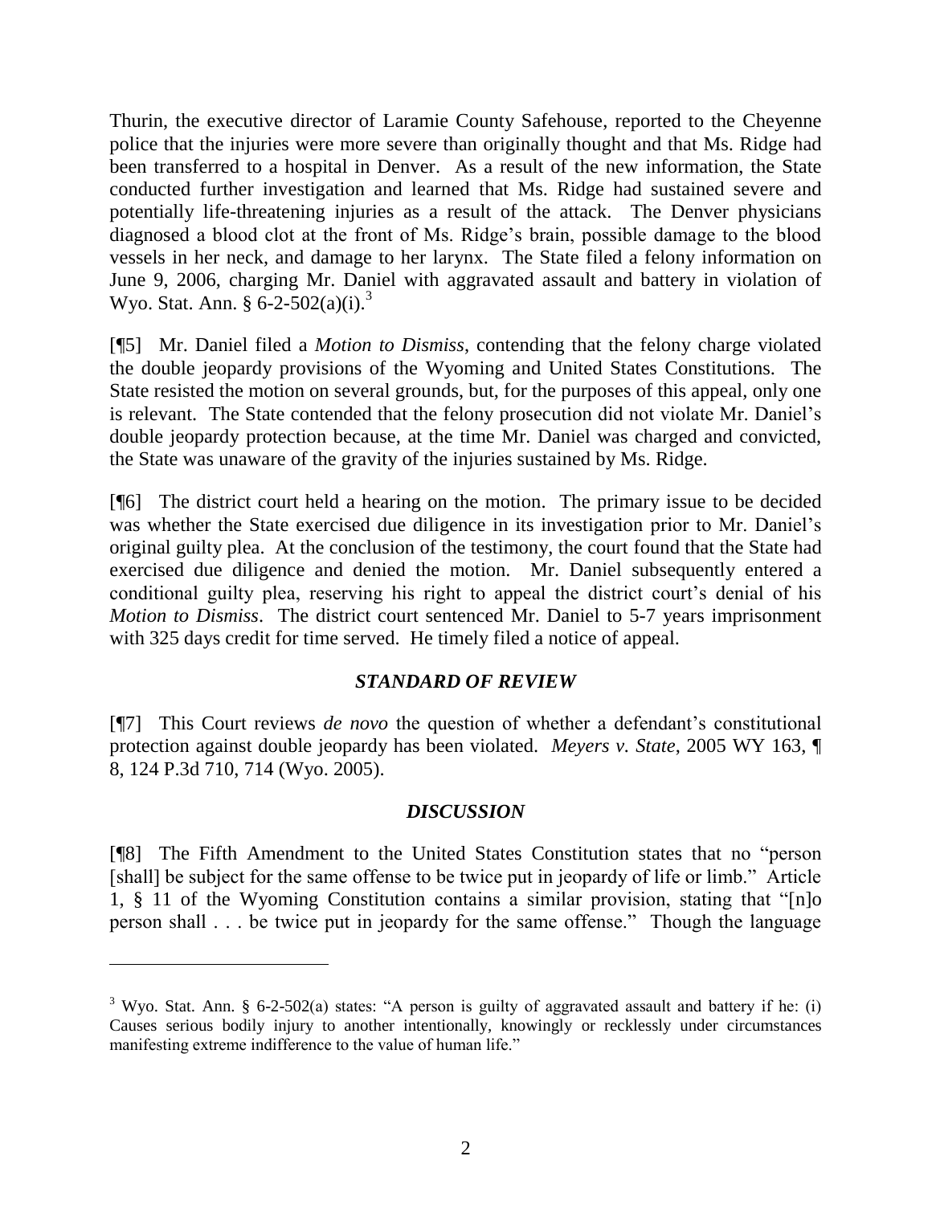Thurin, the executive director of Laramie County Safehouse, reported to the Cheyenne police that the injuries were more severe than originally thought and that Ms. Ridge had been transferred to a hospital in Denver. As a result of the new information, the State conducted further investigation and learned that Ms. Ridge had sustained severe and potentially life-threatening injuries as a result of the attack. The Denver physicians diagnosed a blood clot at the front of Ms. Ridge's brain, possible damage to the blood vessels in her neck, and damage to her larynx. The State filed a felony information on June 9, 2006, charging Mr. Daniel with aggravated assault and battery in violation of Wyo. Stat. Ann. § 6-2-502(a)(i).[3]

[¶5] Mr. Daniel filed a *Motion to Dismiss*, contending that the felony charge violated the double jeopardy provisions of the Wyoming and United States Constitutions. The State resisted the motion on several grounds, but, for the purposes of this appeal, only one is relevant. The State contended that the felony prosecution did not violate Mr. Daniel's double jeopardy protection because, at the time Mr. Daniel was charged and convicted, the State was unaware of the gravity of the injuries sustained by Ms. Ridge.

[¶6] The district court held a hearing on the motion. The primary issue to be decided was whether the State exercised due diligence in its investigation prior to Mr. Daniel's original guilty plea. At the conclusion of the testimony, the court found that the State had exercised due diligence and denied the motion. Mr. Daniel subsequently entered a conditional guilty plea, reserving his right to appeal the district court's denial of his *Motion to Dismiss*. The district court sentenced Mr. Daniel to 5-7 years imprisonment with 325 days credit for time served. He timely filed a notice of appeal.

## *STANDARD OF REVIEW*

[¶7] This Court reviews *de novo* the question of whether a defendant's constitutional protection against double jeopardy has been violated. *Meyers v. State*, 2005 WY 163, ¶ 8, 124 P.3d 710, 714 (Wyo. 2005).

## *DISCUSSION*

[¶8] The Fifth Amendment to the United States Constitution states that no "person [shall] be subject for the same offense to be twice put in jeopardy of life or limb." Article 1, § 11 of the Wyoming Constitution contains a similar provision, stating that "[n]o person shall . . . be twice put in jeopardy for the same offense." Though the language

---

[3] Wyo. Stat. Ann. § 6-2-502(a) states: "A person is guilty of aggravated assault and battery if he: (i) Causes serious bodily injury to another intentionally, knowingly or recklessly under circumstances manifesting extreme indifference to the value of human life."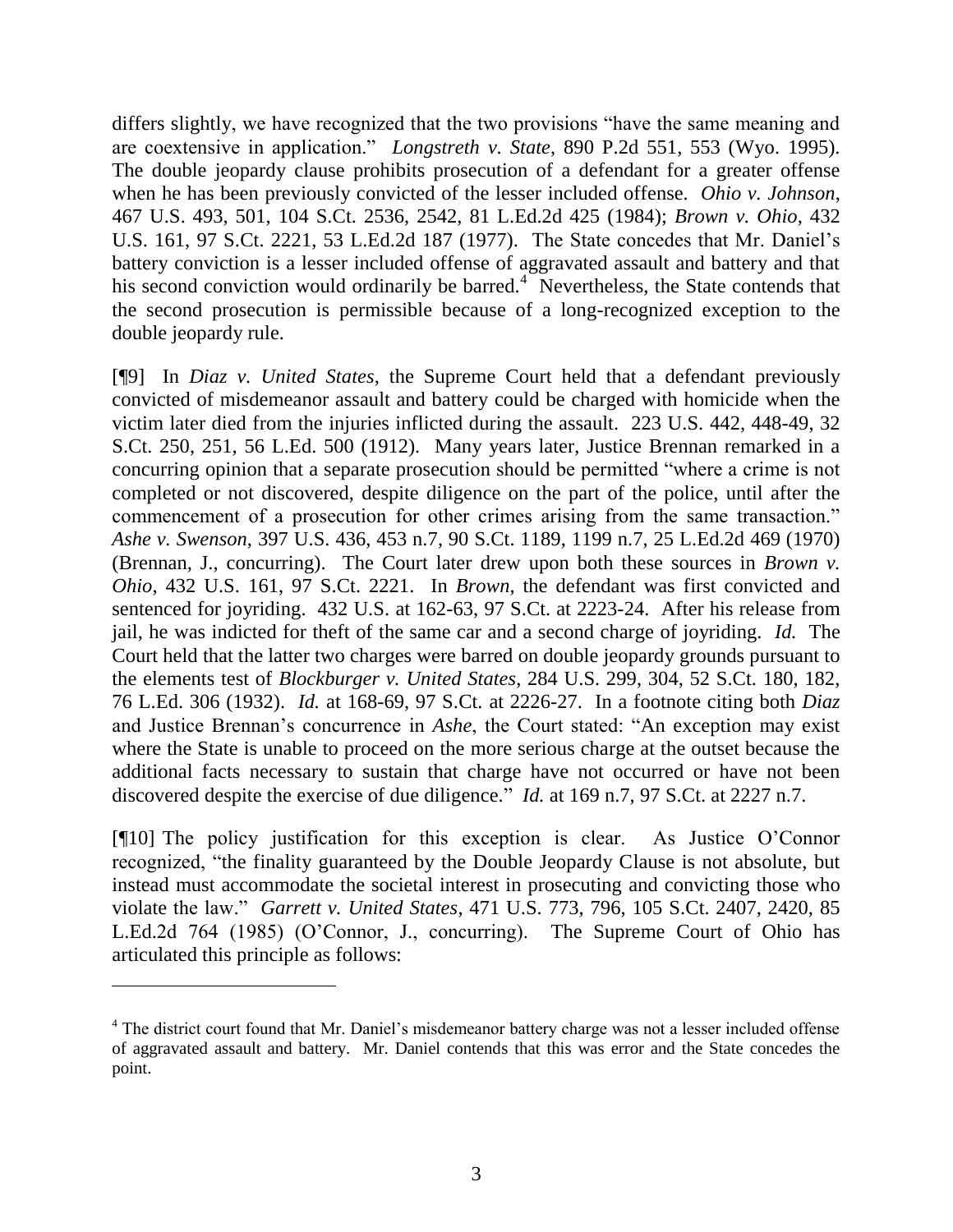differs slightly, we have recognized that the two provisions "have the same meaning and are coextensive in application." *Longstreth v. State*, 890 P.2d 551, 553 (Wyo. 1995). The double jeopardy clause prohibits prosecution of a defendant for a greater offense when he has been previously convicted of the lesser included offense. *Ohio v. Johnson*, 467 U.S. 493, 501, 104 S.Ct. 2536, 2542, 81 L.Ed.2d 425 (1984); *Brown v. Ohio*, 432 U.S. 161, 97 S.Ct. 2221, 53 L.Ed.2d 187 (1977). The State concedes that Mr. Daniel's battery conviction is a lesser included offense of aggravated assault and battery and that his second conviction would ordinarily be barred.[4] Nevertheless, the State contends that the second prosecution is permissible because of a long-recognized exception to the double jeopardy rule.

[¶9] In *Diaz v. United States*, the Supreme Court held that a defendant previously convicted of misdemeanor assault and battery could be charged with homicide when the victim later died from the injuries inflicted during the assault. 223 U.S. 442, 448-49, 32 S.Ct. 250, 251, 56 L.Ed. 500 (1912). Many years later, Justice Brennan remarked in a concurring opinion that a separate prosecution should be permitted "where a crime is not completed or not discovered, despite diligence on the part of the police, until after the commencement of a prosecution for other crimes arising from the same transaction." *Ashe v. Swenson*, 397 U.S. 436, 453 n.7, 90 S.Ct. 1189, 1199 n.7, 25 L.Ed.2d 469 (1970) (Brennan, J., concurring). The Court later drew upon both these sources in *Brown v. Ohio*, 432 U.S. 161, 97 S.Ct. 2221. In *Brown*, the defendant was first convicted and sentenced for joyriding. 432 U.S. at 162-63, 97 S.Ct. at 2223-24. After his release from jail, he was indicted for theft of the same car and a second charge of joyriding. *Id.* The Court held that the latter two charges were barred on double jeopardy grounds pursuant to the elements test of *Blockburger v. United States*, 284 U.S. 299, 304, 52 S.Ct. 180, 182, 76 L.Ed. 306 (1932). *Id.* at 168-69, 97 S.Ct. at 2226-27. In a footnote citing both *Diaz* and Justice Brennan's concurrence in *Ashe*, the Court stated: "An exception may exist where the State is unable to proceed on the more serious charge at the outset because the additional facts necessary to sustain that charge have not occurred or have not been discovered despite the exercise of due diligence." *Id.* at 169 n.7, 97 S.Ct. at 2227 n.7.

[¶10] The policy justification for this exception is clear. As Justice O'Connor recognized, "the finality guaranteed by the Double Jeopardy Clause is not absolute, but instead must accommodate the societal interest in prosecuting and convicting those who violate the law." *Garrett v. United States*, 471 U.S. 773, 796, 105 S.Ct. 2407, 2420, 85 L.Ed.2d 764 (1985) (O'Connor, J., concurring). The Supreme Court of Ohio has articulated this principle as follows:

---

[4] The district court found that Mr. Daniel's misdemeanor battery charge was not a lesser included offense of aggravated assault and battery. Mr. Daniel contends that this was error and the State concedes the point.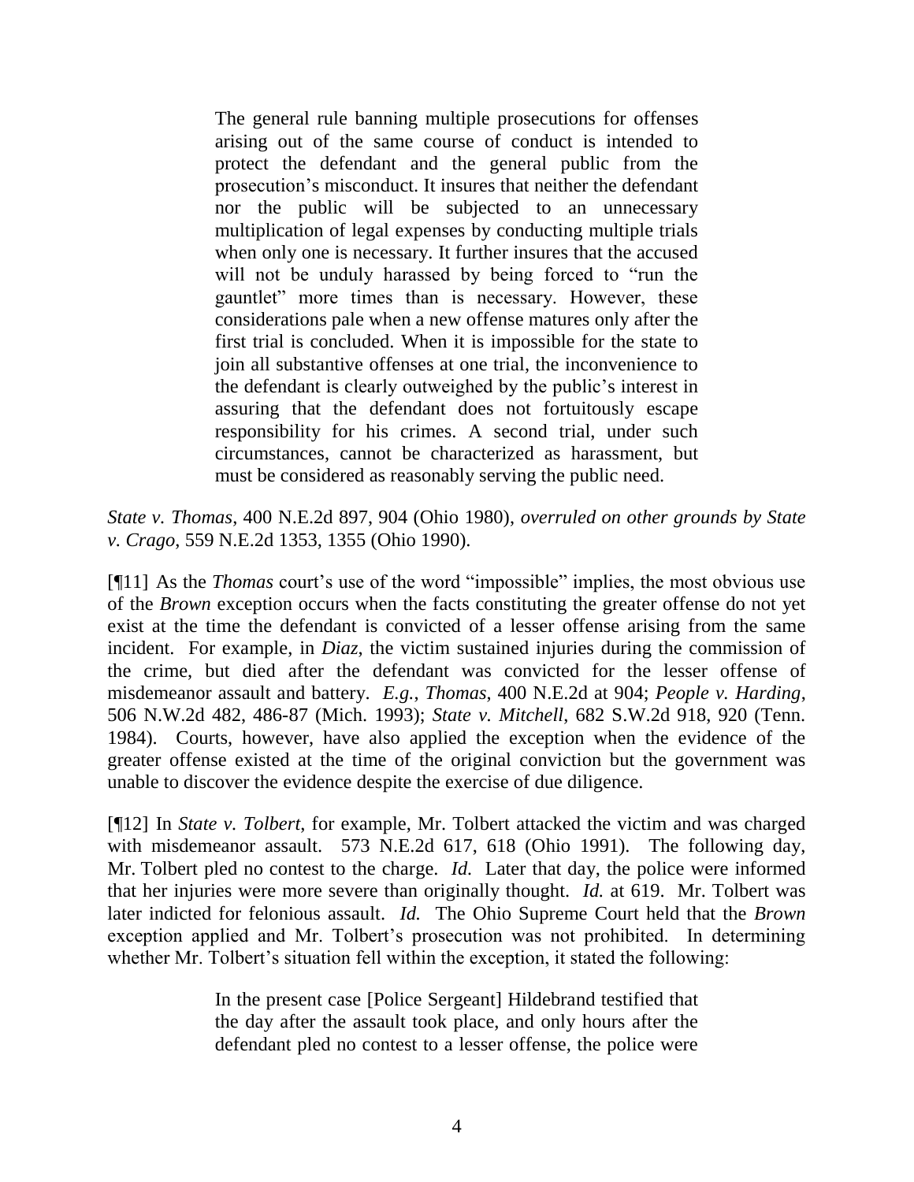> The general rule banning multiple prosecutions for offenses arising out of the same course of conduct is intended to protect the defendant and the general public from the prosecution's misconduct. It insures that neither the defendant nor the public will be subjected to an unnecessary multiplication of legal expenses by conducting multiple trials when only one is necessary. It further insures that the accused will not be unduly harassed by being forced to "run the gauntlet" more times than is necessary. However, these considerations pale when a new offense matures only after the first trial is concluded. When it is impossible for the state to join all substantive offenses at one trial, the inconvenience to the defendant is clearly outweighed by the public's interest in assuring that the defendant does not fortuitously escape responsibility for his crimes. A second trial, under such circumstances, cannot be characterized as harassment, but must be considered as reasonably serving the public need.

*State v. Thomas*, 400 N.E.2d 897, 904 (Ohio 1980), *overruled on other grounds by State v. Crago*, 559 N.E.2d 1353, 1355 (Ohio 1990).

[¶11] As the *Thomas* court's use of the word "impossible" implies, the most obvious use of the *Brown* exception occurs when the facts constituting the greater offense do not yet exist at the time the defendant is convicted of a lesser offense arising from the same incident. For example, in *Diaz*, the victim sustained injuries during the commission of the crime, but died after the defendant was convicted for the lesser offense of misdemeanor assault and battery. *E.g.*, *Thomas*, 400 N.E.2d at 904; *People v. Harding*, 506 N.W.2d 482, 486-87 (Mich. 1993); *State v. Mitchell*, 682 S.W.2d 918, 920 (Tenn. 1984). Courts, however, have also applied the exception when the evidence of the greater offense existed at the time of the original conviction but the government was unable to discover the evidence despite the exercise of due diligence.

[¶12] In *State v. Tolbert*, for example, Mr. Tolbert attacked the victim and was charged with misdemeanor assault. 573 N.E.2d 617, 618 (Ohio 1991). The following day, Mr. Tolbert pled no contest to the charge. *Id.* Later that day, the police were informed that her injuries were more severe than originally thought. *Id.* at 619. Mr. Tolbert was later indicted for felonious assault. *Id.* The Ohio Supreme Court held that the *Brown* exception applied and Mr. Tolbert's prosecution was not prohibited. In determining whether Mr. Tolbert's situation fell within the exception, it stated the following:

> In the present case [Police Sergeant] Hildebrand testified that the day after the assault took place, and only hours after the defendant pled no contest to a lesser offense, the police were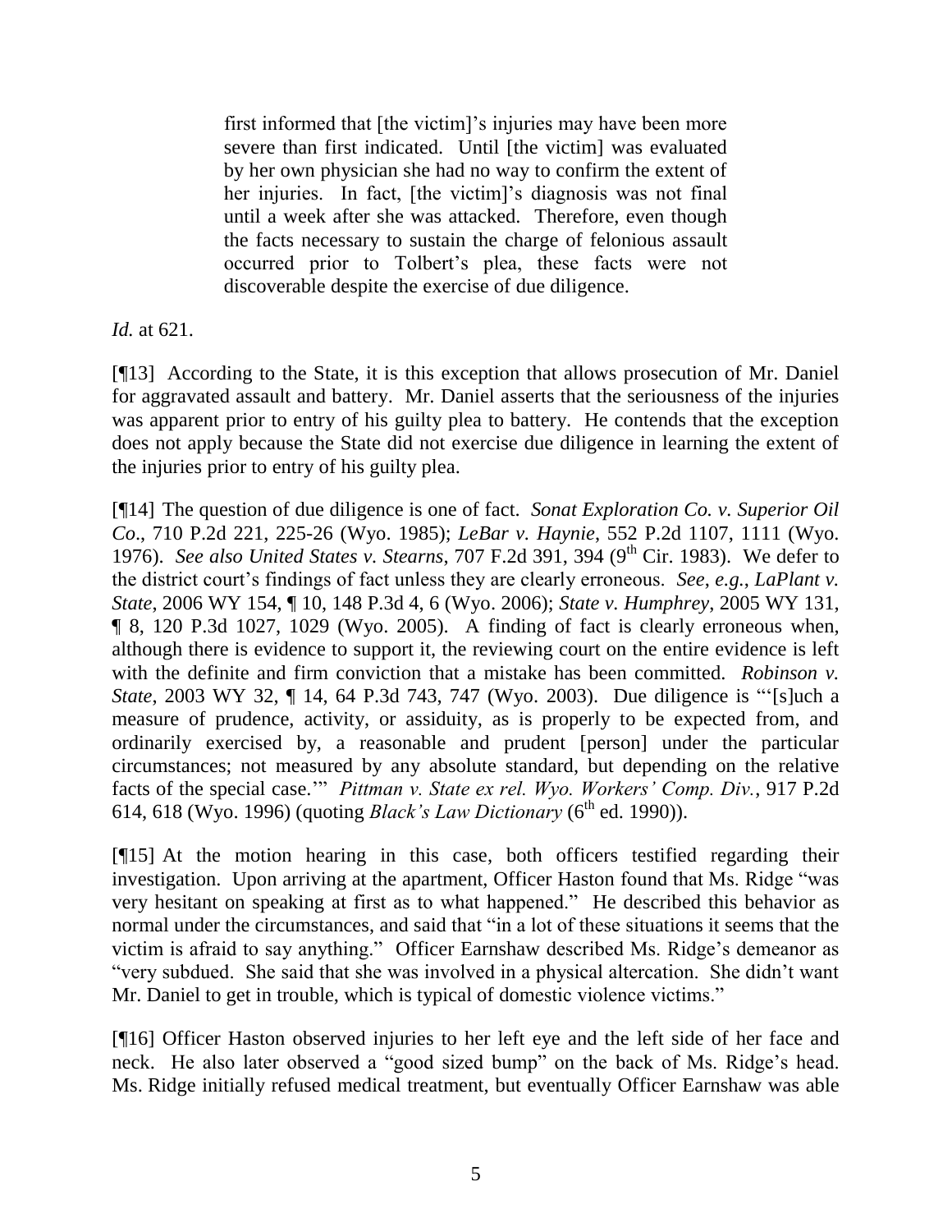> first informed that [the victim]'s injuries may have been more severe than first indicated. Until [the victim] was evaluated by her own physician she had no way to confirm the extent of her injuries. In fact, [the victim]'s diagnosis was not final until a week after she was attacked. Therefore, even though the facts necessary to sustain the charge of felonious assault occurred prior to Tolbert's plea, these facts were not discoverable despite the exercise of due diligence.

*Id.* at 621.

[¶13] According to the State, it is this exception that allows prosecution of Mr. Daniel for aggravated assault and battery. Mr. Daniel asserts that the seriousness of the injuries was apparent prior to entry of his guilty plea to battery. He contends that the exception does not apply because the State did not exercise due diligence in learning the extent of the injuries prior to entry of his guilty plea.

[¶14] The question of due diligence is one of fact. *Sonat Exploration Co. v. Superior Oil Co*., 710 P.2d 221, 225-26 (Wyo. 1985); *LeBar v. Haynie*, 552 P.2d 1107, 1111 (Wyo. 1976). *See also United States v. Stearns*, 707 F.2d 391, 394 (9th Cir. 1983). We defer to the district court's findings of fact unless they are clearly erroneous. *See*, *e.g.*, *LaPlant v. State*, 2006 WY 154, ¶ 10, 148 P.3d 4, 6 (Wyo. 2006); *State v. Humphrey*, 2005 WY 131, ¶ 8, 120 P.3d 1027, 1029 (Wyo. 2005). A finding of fact is clearly erroneous when, although there is evidence to support it, the reviewing court on the entire evidence is left with the definite and firm conviction that a mistake has been committed. *Robinson v. State*, 2003 WY 32, ¶ 14, 64 P.3d 743, 747 (Wyo. 2003). Due diligence is "'[s]uch a measure of prudence, activity, or assiduity, as is properly to be expected from, and ordinarily exercised by, a reasonable and prudent [person] under the particular circumstances; not measured by any absolute standard, but depending on the relative facts of the special case.'" *Pittman v. State ex rel. Wyo. Workers' Comp. Div.*, 917 P.2d 614, 618 (Wyo. 1996) (quoting *Black's Law Dictionary* (6th ed. 1990)).

[¶15] At the motion hearing in this case, both officers testified regarding their investigation. Upon arriving at the apartment, Officer Haston found that Ms. Ridge "was very hesitant on speaking at first as to what happened." He described this behavior as normal under the circumstances, and said that "in a lot of these situations it seems that the victim is afraid to say anything." Officer Earnshaw described Ms. Ridge's demeanor as "very subdued. She said that she was involved in a physical altercation. She didn't want Mr. Daniel to get in trouble, which is typical of domestic violence victims."

[¶16] Officer Haston observed injuries to her left eye and the left side of her face and neck. He also later observed a "good sized bump" on the back of Ms. Ridge's head. Ms. Ridge initially refused medical treatment, but eventually Officer Earnshaw was able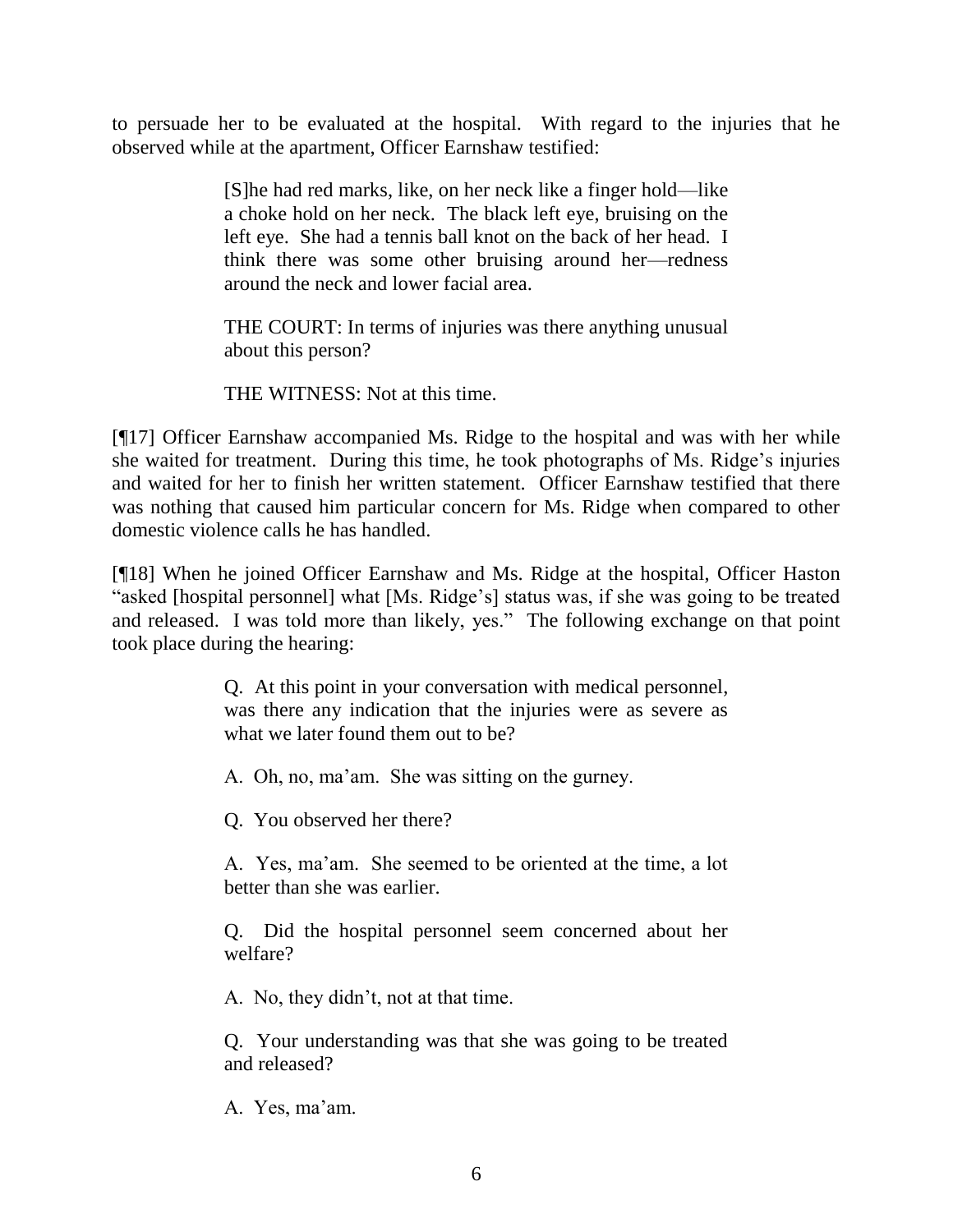to persuade her to be evaluated at the hospital. With regard to the injuries that he observed while at the apartment, Officer Earnshaw testified:

> [S]he had red marks, like, on her neck like a finger hold—like a choke hold on her neck. The black left eye, bruising on the left eye. She had a tennis ball knot on the back of her head. I think there was some other bruising around her—redness around the neck and lower facial area.
>
> THE COURT: In terms of injuries was there anything unusual about this person?
>
> THE WITNESS: Not at this time.

[¶17] Officer Earnshaw accompanied Ms. Ridge to the hospital and was with her while she waited for treatment. During this time, he took photographs of Ms. Ridge's injuries and waited for her to finish her written statement. Officer Earnshaw testified that there was nothing that caused him particular concern for Ms. Ridge when compared to other domestic violence calls he has handled.

[¶18] When he joined Officer Earnshaw and Ms. Ridge at the hospital, Officer Haston "asked [hospital personnel] what [Ms. Ridge's] status was, if she was going to be treated and released. I was told more than likely, yes." The following exchange on that point took place during the hearing:

> Q. At this point in your conversation with medical personnel, was there any indication that the injuries were as severe as what we later found them out to be?
>
> A. Oh, no, ma'am. She was sitting on the gurney.
>
> Q. You observed her there?
>
> A. Yes, ma'am. She seemed to be oriented at the time, a lot better than she was earlier.
>
> Q. Did the hospital personnel seem concerned about her welfare?
>
> A. No, they didn't, not at that time.
>
> Q. Your understanding was that she was going to be treated and released?
>
> A. Yes, ma'am.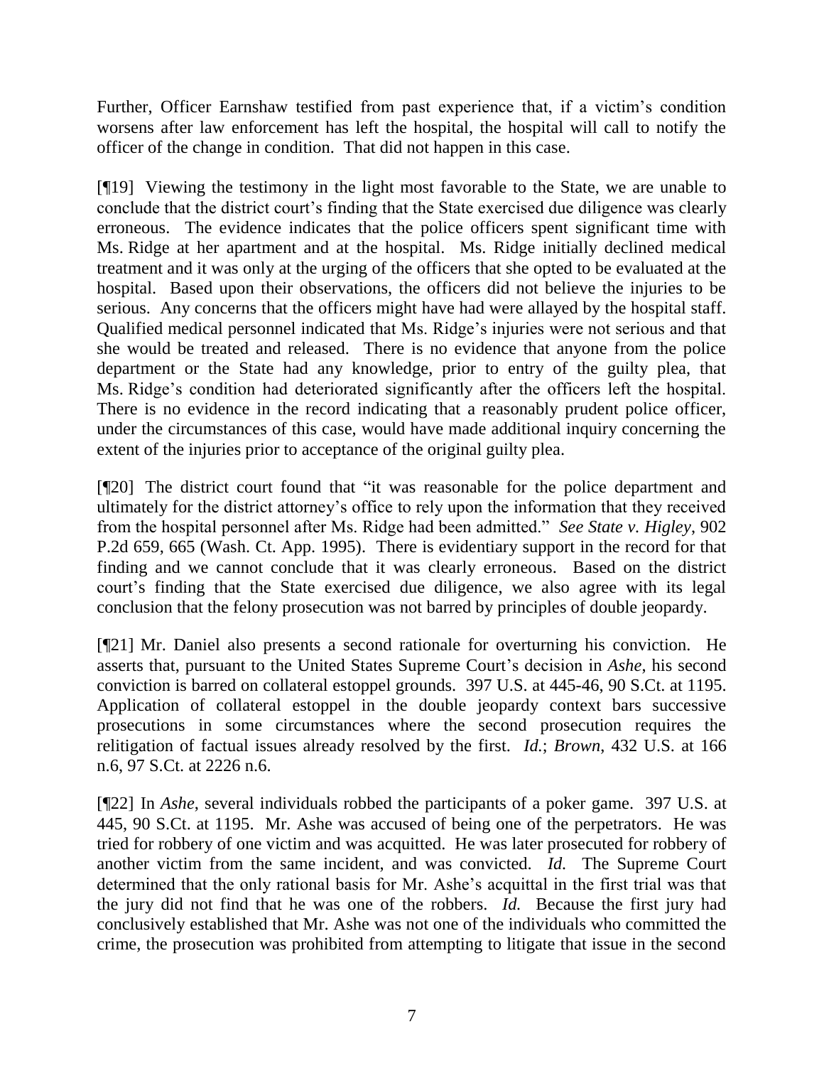Further, Officer Earnshaw testified from past experience that, if a victim's condition worsens after law enforcement has left the hospital, the hospital will call to notify the officer of the change in condition. That did not happen in this case.

[¶19] Viewing the testimony in the light most favorable to the State, we are unable to conclude that the district court's finding that the State exercised due diligence was clearly erroneous. The evidence indicates that the police officers spent significant time with Ms. Ridge at her apartment and at the hospital. Ms. Ridge initially declined medical treatment and it was only at the urging of the officers that she opted to be evaluated at the hospital. Based upon their observations, the officers did not believe the injuries to be serious. Any concerns that the officers might have had were allayed by the hospital staff. Qualified medical personnel indicated that Ms. Ridge's injuries were not serious and that she would be treated and released. There is no evidence that anyone from the police department or the State had any knowledge, prior to entry of the guilty plea, that Ms. Ridge's condition had deteriorated significantly after the officers left the hospital. There is no evidence in the record indicating that a reasonably prudent police officer, under the circumstances of this case, would have made additional inquiry concerning the extent of the injuries prior to acceptance of the original guilty plea.

[¶20] The district court found that "it was reasonable for the police department and ultimately for the district attorney's office to rely upon the information that they received from the hospital personnel after Ms. Ridge had been admitted." *See State v. Higley*, 902 P.2d 659, 665 (Wash. Ct. App. 1995). There is evidentiary support in the record for that finding and we cannot conclude that it was clearly erroneous. Based on the district court's finding that the State exercised due diligence, we also agree with its legal conclusion that the felony prosecution was not barred by principles of double jeopardy.

[¶21] Mr. Daniel also presents a second rationale for overturning his conviction. He asserts that, pursuant to the United States Supreme Court's decision in *Ashe*, his second conviction is barred on collateral estoppel grounds. 397 U.S. at 445-46, 90 S.Ct. at 1195. Application of collateral estoppel in the double jeopardy context bars successive prosecutions in some circumstances where the second prosecution requires the relitigation of factual issues already resolved by the first. *Id.*; *Brown*, 432 U.S. at 166 n.6, 97 S.Ct. at 2226 n.6.

[¶22] In *Ashe*, several individuals robbed the participants of a poker game. 397 U.S. at 445, 90 S.Ct. at 1195. Mr. Ashe was accused of being one of the perpetrators. He was tried for robbery of one victim and was acquitted. He was later prosecuted for robbery of another victim from the same incident, and was convicted. *Id.* The Supreme Court determined that the only rational basis for Mr. Ashe's acquittal in the first trial was that the jury did not find that he was one of the robbers. *Id.* Because the first jury had conclusively established that Mr. Ashe was not one of the individuals who committed the crime, the prosecution was prohibited from attempting to litigate that issue in the second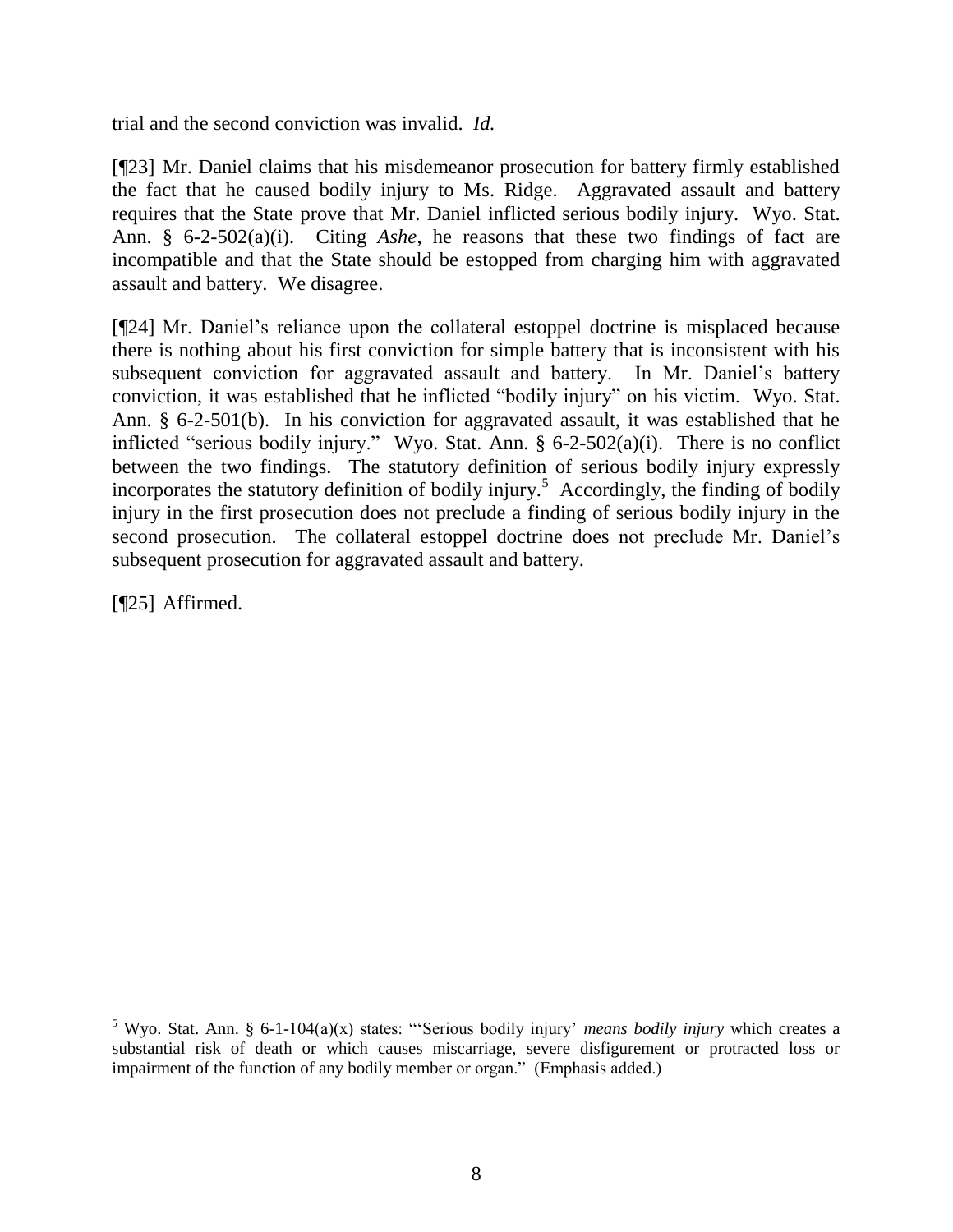trial and the second conviction was invalid. *Id.*

[¶23] Mr. Daniel claims that his misdemeanor prosecution for battery firmly established the fact that he caused bodily injury to Ms. Ridge. Aggravated assault and battery requires that the State prove that Mr. Daniel inflicted serious bodily injury. Wyo. Stat. Ann. § 6-2-502(a)(i). Citing *Ashe*, he reasons that these two findings of fact are incompatible and that the State should be estopped from charging him with aggravated assault and battery. We disagree.

[¶24] Mr. Daniel's reliance upon the collateral estoppel doctrine is misplaced because there is nothing about his first conviction for simple battery that is inconsistent with his subsequent conviction for aggravated assault and battery. In Mr. Daniel's battery conviction, it was established that he inflicted "bodily injury" on his victim. Wyo. Stat. Ann. § 6-2-501(b). In his conviction for aggravated assault, it was established that he inflicted "serious bodily injury." Wyo. Stat. Ann. § 6-2-502(a)(i). There is no conflict between the two findings. The statutory definition of serious bodily injury expressly incorporates the statutory definition of bodily injury.[5] Accordingly, the finding of bodily injury in the first prosecution does not preclude a finding of serious bodily injury in the second prosecution. The collateral estoppel doctrine does not preclude Mr. Daniel's subsequent prosecution for aggravated assault and battery.

[¶25] Affirmed.

---

[5] Wyo. Stat. Ann. § 6-1-104(a)(x) states: "'Serious bodily injury' *means bodily injury* which creates a substantial risk of death or which causes miscarriage, severe disfigurement or protracted loss or impairment of the function of any bodily member or organ." (Emphasis added.)